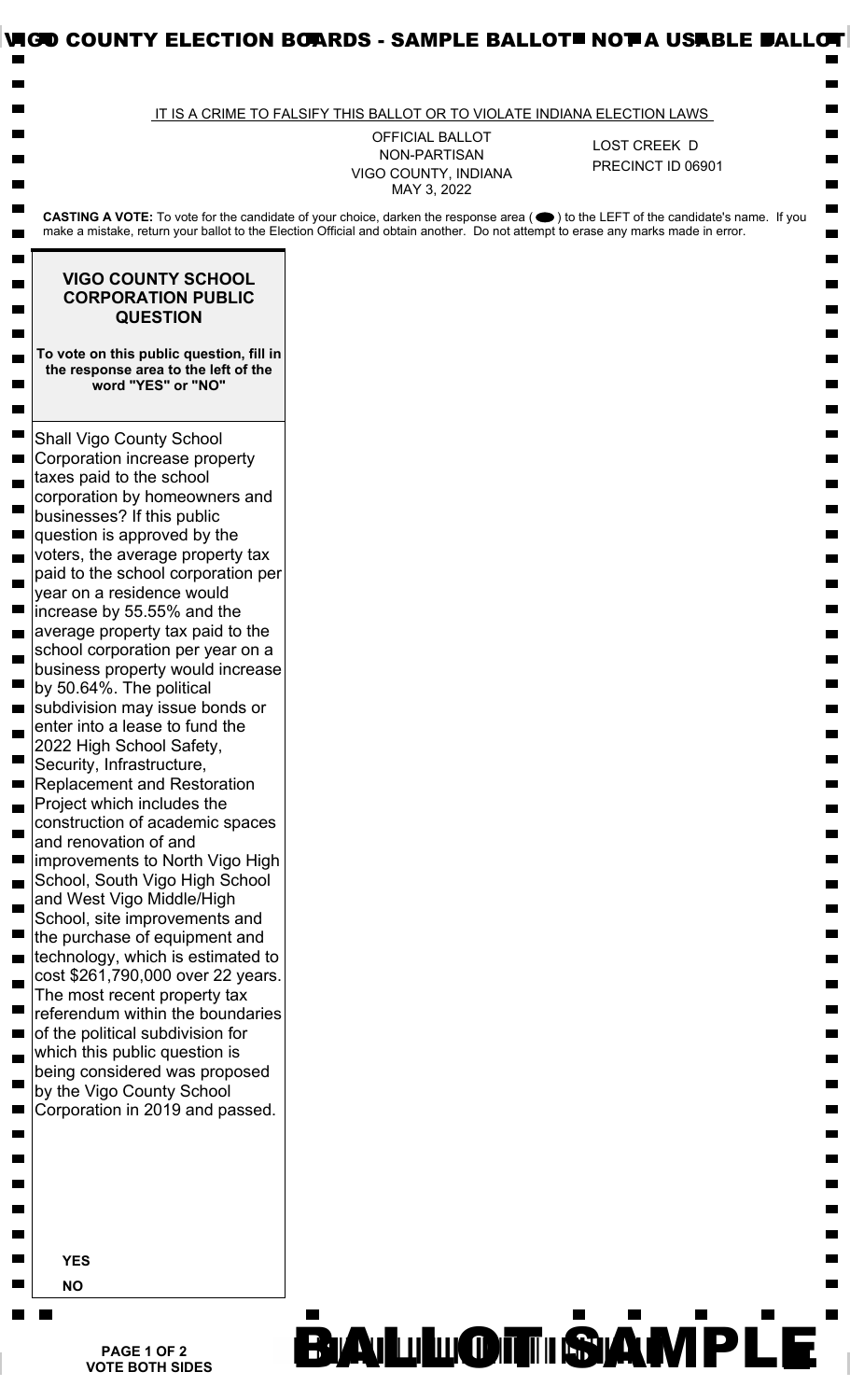VIGO COUNTY ELECTION BOARDS - SAMPLE BALLOT NOT A USABLE BALLOT

IT IS A CRIME TO FALSIFY THIS BALLOT OR TO VIOLATE INDIANA ELECTION LAWS

OFFICIAL BALLOT
NON-PARTISAN
VIGO COUNTY, INDIANA
MAY 3, 2022

LOST CREEK D
PRECINCT ID 06901

**CASTING A VOTE:** To vote for the candidate of your choice, darken the response area ( ⬬ ) to the LEFT of the candidate's name. If you make a mistake, return your ballot to the Election Official and obtain another. Do not attempt to erase any marks made in error.

## VIGO COUNTY SCHOOL CORPORATION PUBLIC QUESTION

**To vote on this public question, fill in the response area to the left of the word "YES" or "NO"**

Shall Vigo County School Corporation increase property taxes paid to the school corporation by homeowners and businesses? If this public question is approved by the voters, the average property tax paid to the school corporation per year on a residence would increase by 55.55% and the average property tax paid to the school corporation per year on a business property would increase by 50.64%. The political subdivision may issue bonds or enter into a lease to fund the 2022 High School Safety, Security, Infrastructure, Replacement and Restoration Project which includes the construction of academic spaces and renovation of and improvements to North Vigo High School, South Vigo High School and West Vigo Middle/High School, site improvements and the purchase of equipment and technology, which is estimated to cost $261,790,000 over 22 years. The most recent property tax referendum within the boundaries of the political subdivision for which this public question is being considered was proposed by the Vigo County School Corporation in 2019 and passed.

**YES**

**NO**

**PAGE 1 OF 2**
**VOTE BOTH SIDES**

BALLOT SAMPLE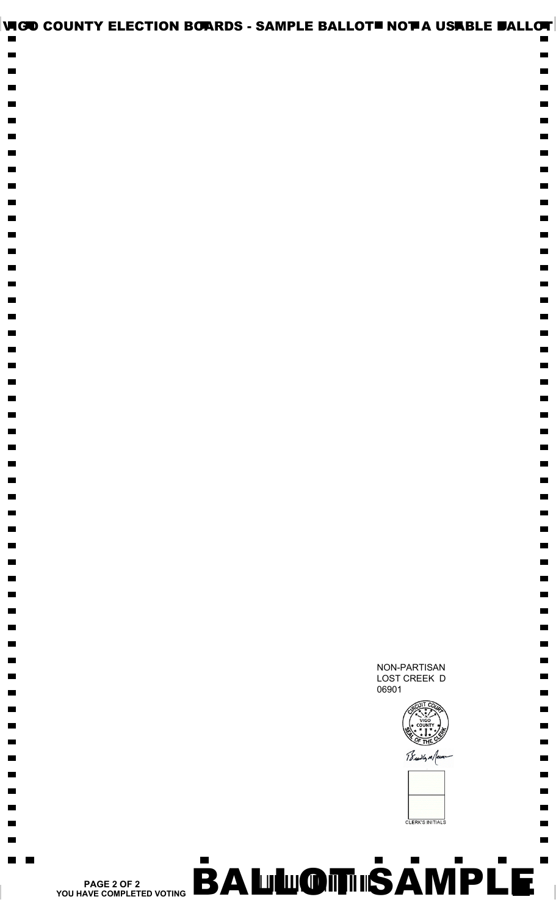VIGO COUNTY ELECTION BOARDS - SAMPLE BALLOT NOT A USABLE BALLOT

NON-PARTISAN
LOST CREEK D
06901

CLERK'S INITIALS

YOU HAVE COMPLETED VOTING

BALLOT SAMPLE